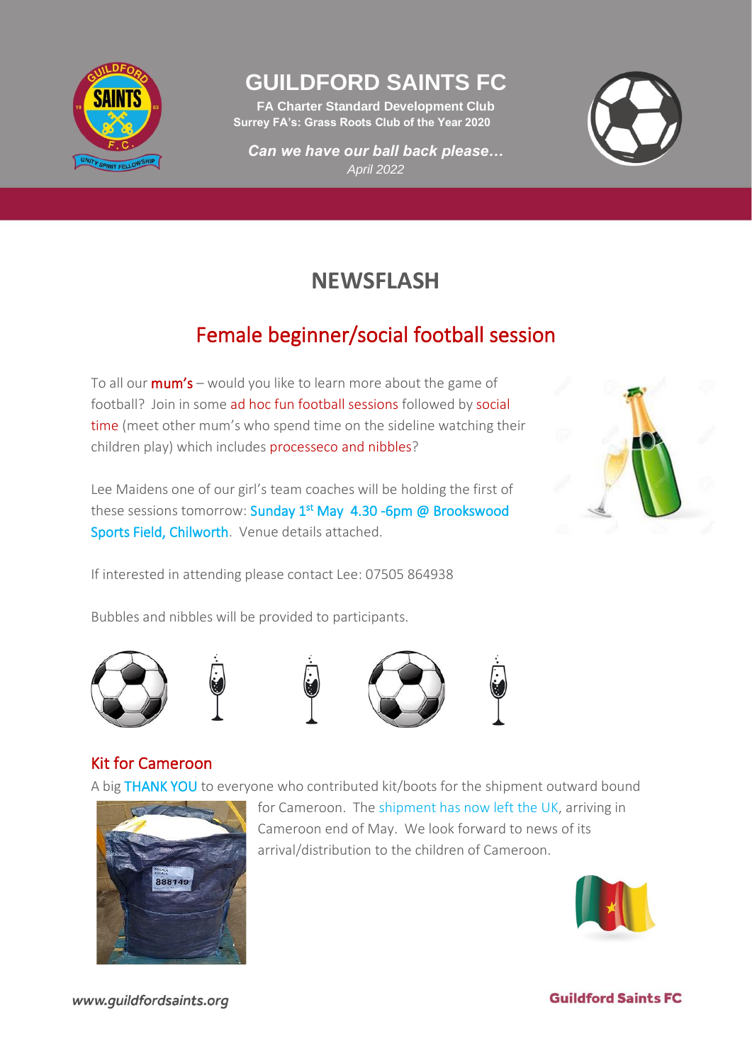# GUILDFORD SAINTS FC

**FA Charter Standard Development Club**
**Surrey FA's: Grass Roots Club of the Year 2020**

***Can we have our ball back please…***
*April 2022*

## NEWSFLASH

## Female beginner/social football session

To all our **mum's** – would you like to learn more about the game of football? Join in some ad hoc fun football sessions followed by social time (meet other mum's who spend time on the sideline watching their children play) which includes processeco and nibbles?

Lee Maidens one of our girl's team coaches will be holding the first of these sessions tomorrow: Sunday 1st May 4.30 -6pm @ Brookswood Sports Field, Chilworth. Venue details attached.

If interested in attending please contact Lee: 07505 864938

Bubbles and nibbles will be provided to participants.

## Kit for Cameroon

A big THANK YOU to everyone who contributed kit/boots for the shipment outward bound for Cameroon. The shipment has now left the UK, arriving in Cameroon end of May. We look forward to news of its arrival/distribution to the children of Cameroon.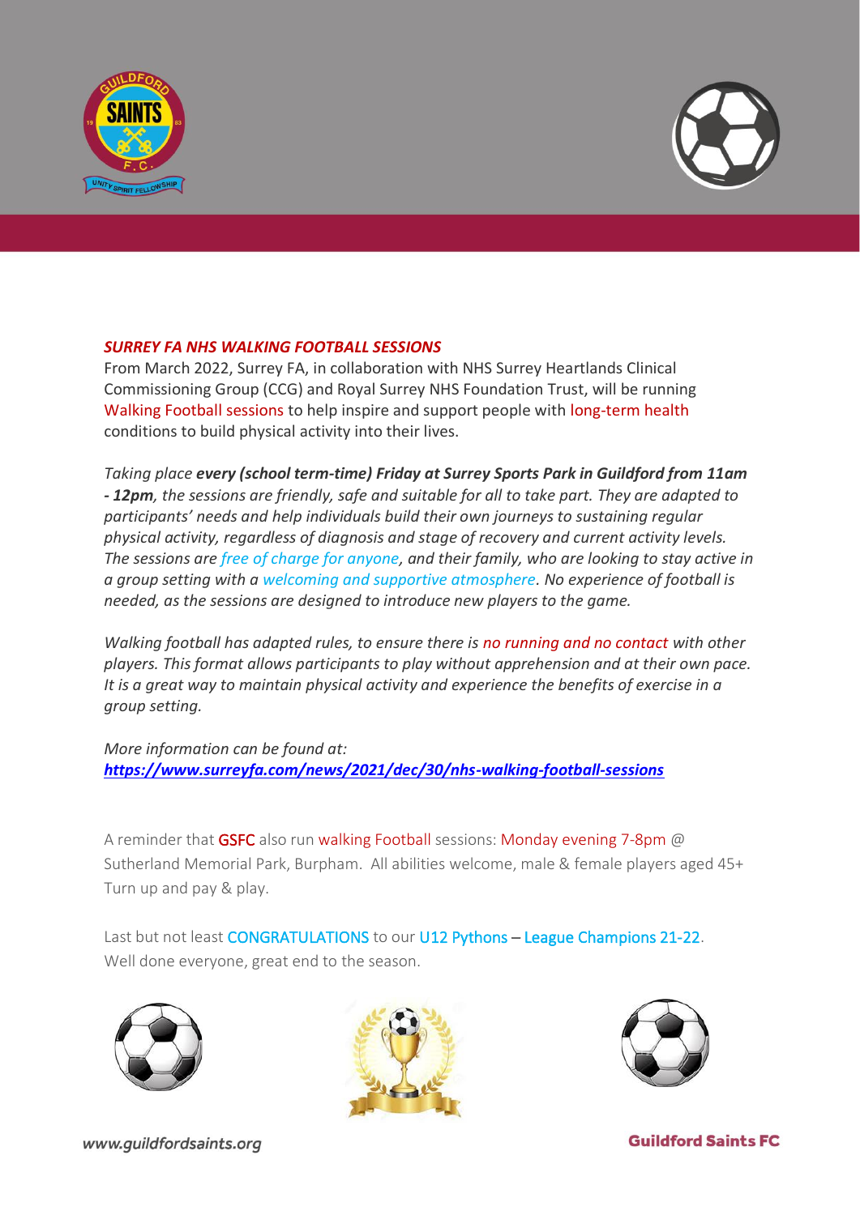***SURREY FA NHS WALKING FOOTBALL SESSIONS***

From March 2022, Surrey FA, in collaboration with NHS Surrey Heartlands Clinical Commissioning Group (CCG) and Royal Surrey NHS Foundation Trust, will be running Walking Football sessions to help inspire and support people with long-term health conditions to build physical activity into their lives.

*Taking place **every (school term-time) Friday at Surrey Sports Park in Guildford from 11am - 12pm**, the sessions are friendly, safe and suitable for all to take part. They are adapted to participants' needs and help individuals build their own journeys to sustaining regular physical activity, regardless of diagnosis and stage of recovery and current activity levels. The sessions are free of charge for anyone, and their family, who are looking to stay active in a group setting with a welcoming and supportive atmosphere. No experience of football is needed, as the sessions are designed to introduce new players to the game.*

*Walking football has adapted rules, to ensure there is no running and no contact with other players. This format allows participants to play without apprehension and at their own pace. It is a great way to maintain physical activity and experience the benefits of exercise in a group setting.*

*More information can be found at:*
***https://www.surreyfa.com/news/2021/dec/30/nhs-walking-football-sessions***

A reminder that GSFC also run walking Football sessions: Monday evening 7-8pm @ Sutherland Memorial Park, Burpham. All abilities welcome, male & female players aged 45+ Turn up and pay & play.

Last but not least CONGRATULATIONS to our U12 Pythons – League Champions 21-22. Well done everyone, great end to the season.